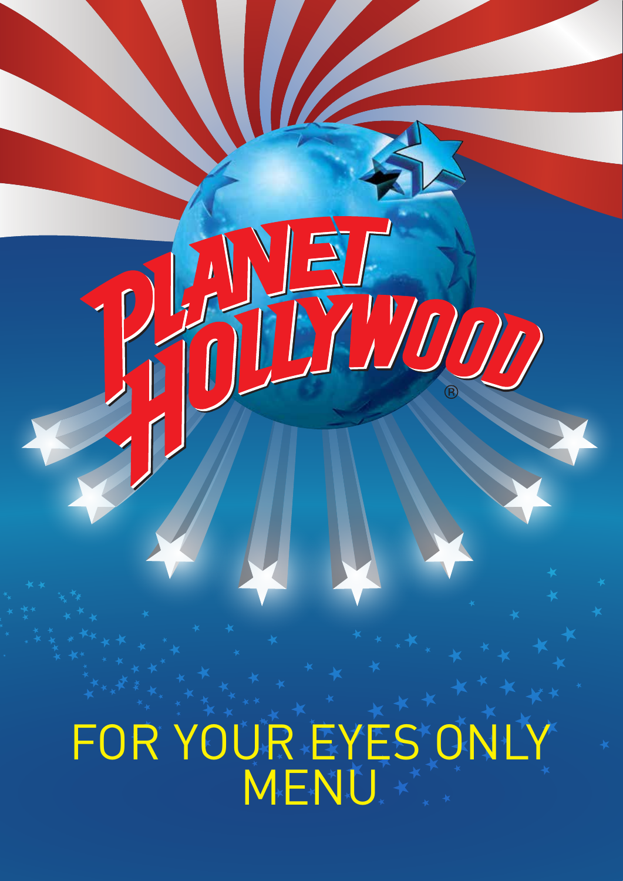# PLANET HOLLYWOOD®

## FOR YOUR EYES ONLY MENU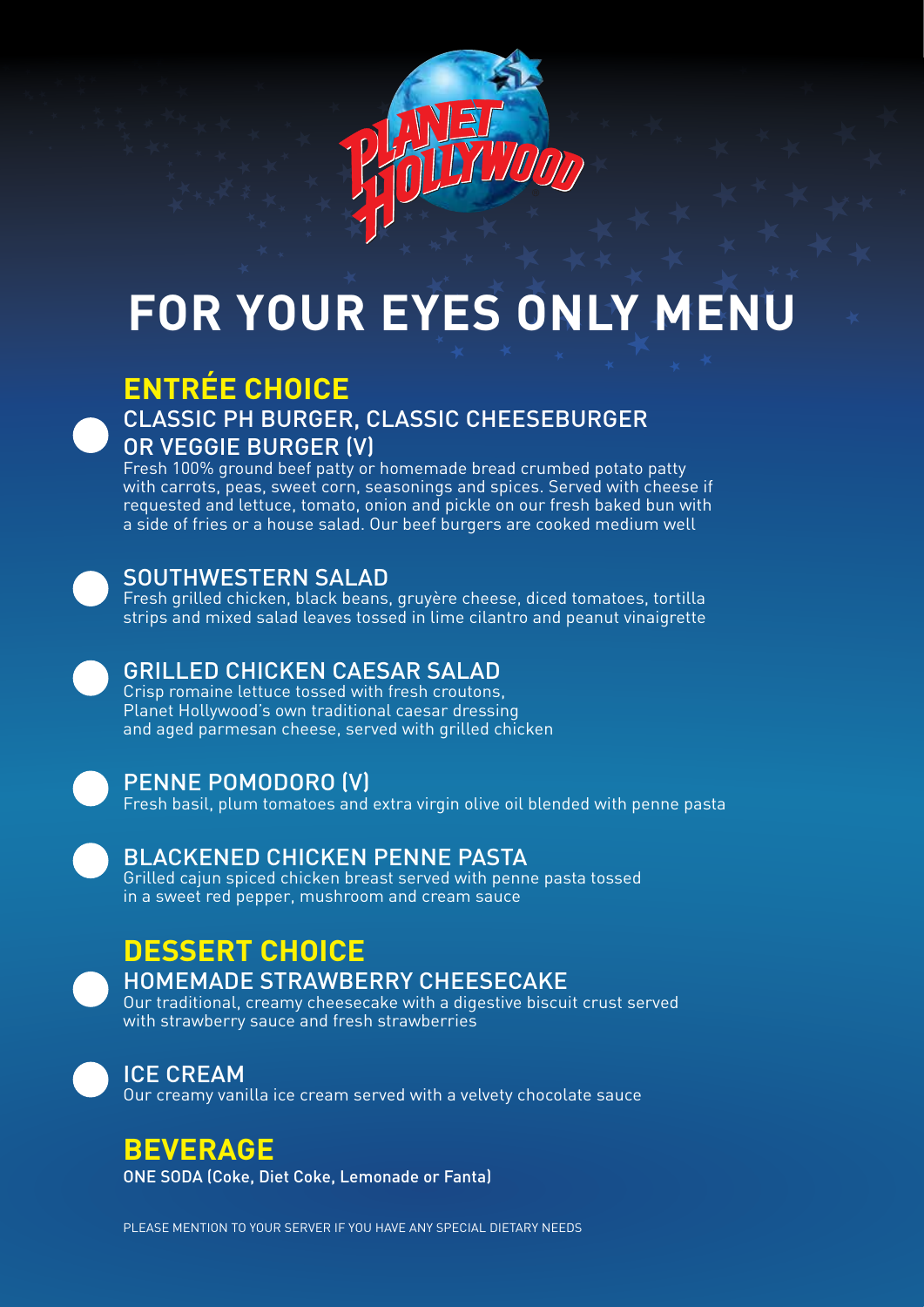# FOR YOUR EYES ONLY MENU

## ENTRÉE CHOICE

### CLASSIC PH BURGER, CLASSIC CHEESEBURGER OR VEGGIE BURGER (V)

Fresh 100% ground beef patty or homemade bread crumbed potato patty with carrots, peas, sweet corn, seasonings and spices. Served with cheese if requested and lettuce, tomato, onion and pickle on our fresh baked bun with a side of fries or a house salad. Our beef burgers are cooked medium well

### SOUTHWESTERN SALAD

Fresh grilled chicken, black beans, gruyère cheese, diced tomatoes, tortilla strips and mixed salad leaves tossed in lime cilantro and peanut vinaigrette

### GRILLED CHICKEN CAESAR SALAD

Crisp romaine lettuce tossed with fresh croutons, Planet Hollywood's own traditional caesar dressing and aged parmesan cheese, served with grilled chicken

### PENNE POMODORO (V)

Fresh basil, plum tomatoes and extra virgin olive oil blended with penne pasta

### BLACKENED CHICKEN PENNE PASTA

Grilled cajun spiced chicken breast served with penne pasta tossed in a sweet red pepper, mushroom and cream sauce

## DESSERT CHOICE

### HOMEMADE STRAWBERRY CHEESECAKE

Our traditional, creamy cheesecake with a digestive biscuit crust served with strawberry sauce and fresh strawberries

### ICE CREAM

Our creamy vanilla ice cream served with a velvety chocolate sauce

## BEVERAGE

ONE SODA (Coke, Diet Coke, Lemonade or Fanta)

PLEASE MENTION TO YOUR SERVER IF YOU HAVE ANY SPECIAL DIETARY NEEDS